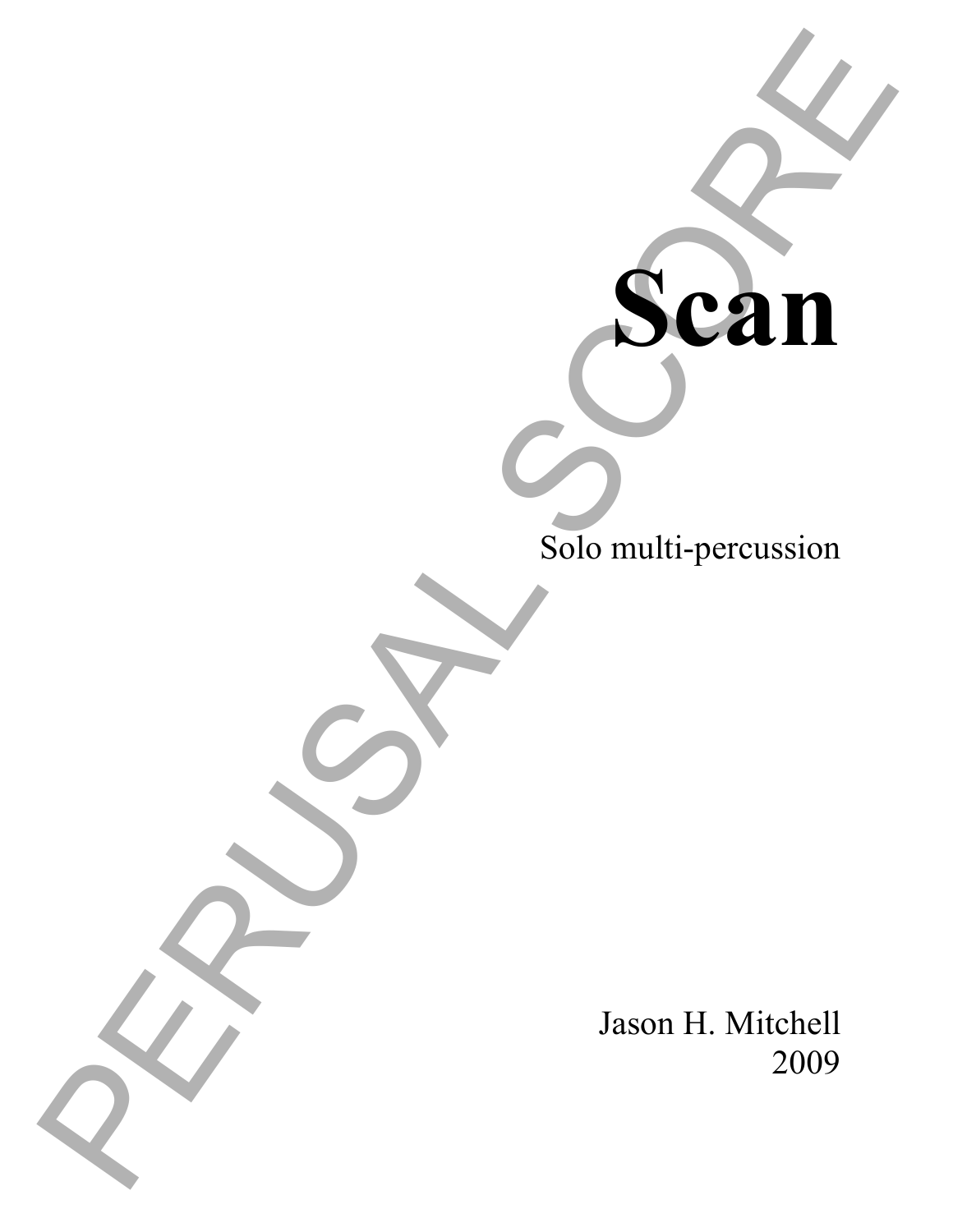# Scan

Solo multi-percussion

Jason H. Mitchell
2009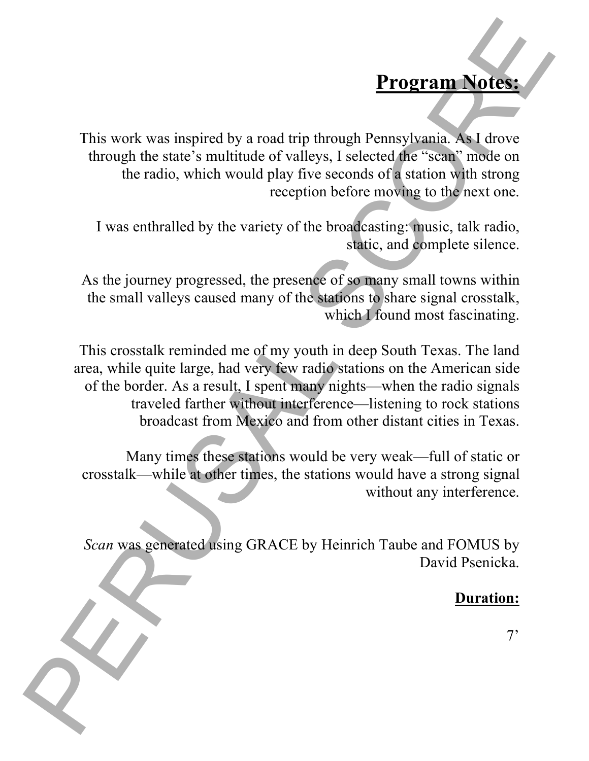## Program Notes:

This work was inspired by a road trip through Pennsylvania. As I drove through the state's multitude of valleys, I selected the "scan" mode on the radio, which would play five seconds of a station with strong reception before moving to the next one.

I was enthralled by the variety of the broadcasting: music, talk radio, static, and complete silence.

As the journey progressed, the presence of so many small towns within the small valleys caused many of the stations to share signal crosstalk, which I found most fascinating.

This crosstalk reminded me of my youth in deep South Texas. The land area, while quite large, had very few radio stations on the American side of the border. As a result, I spent many nights—when the radio signals traveled farther without interference—listening to rock stations broadcast from Mexico and from other distant cities in Texas.

Many times these stations would be very weak—full of static or crosstalk—while at other times, the stations would have a strong signal without any interference.

*Scan* was generated using GRACE by Heinrich Taube and FOMUS by David Psenicka.

**Duration:**

7'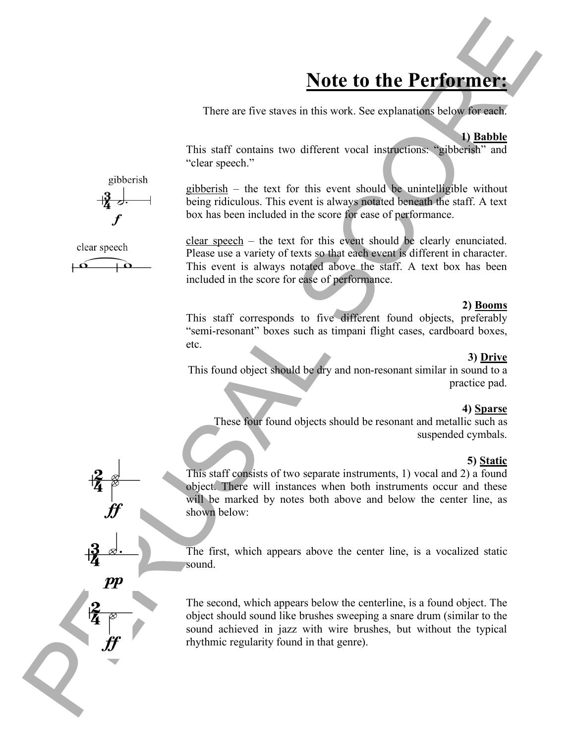# Note to the Performer:

There are five staves in this work. See explanations below for each.

**1) Babble**

This staff contains two different vocal instructions: "gibberish" and "clear speech."

gibberish – the text for this event should be unintelligible without being ridiculous. This event is always notated beneath the staff. A text box has been included in the score for ease of performance.

clear speech – the text for this event should be clearly enunciated. Please use a variety of texts so that each event is different in character. This event is always notated above the staff. A text box has been included in the score for ease of performance.

**2) Booms**

This staff corresponds to five different found objects, preferably "semi-resonant" boxes such as timpani flight cases, cardboard boxes, etc.

**3) Drive**

This found object should be dry and non-resonant similar in sound to a practice pad.

**4) Sparse**

These four found objects should be resonant and metallic such as suspended cymbals.

**5) Static**

This staff consists of two separate instruments, 1) vocal and 2) a found object. There will instances when both instruments occur and these will be marked by notes both above and below the center line, as shown below:

The first, which appears above the center line, is a vocalized static sound.

The second, which appears below the centerline, is a found object. The object should sound like brushes sweeping a snare drum (similar to the sound achieved in jazz with wire brushes, but without the typical rhythmic regularity found in that genre).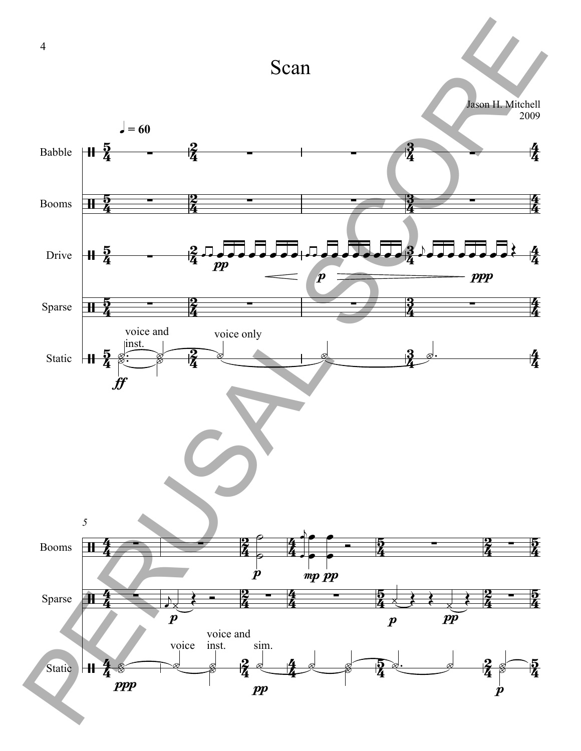# Scan

Jason H. Mitchell
2009

♩ = 60

Babble

Booms

Drive

Sparse

Static

*pp* *p* *ppp*

voice and inst.

voice only

*ff*

5

Booms

Sparse

Static

*p* *mp* *pp*

*p* *p* *pp*

voice

voice and inst.

sim.

*ppp* *pp* *p*

PERUSAL SCORE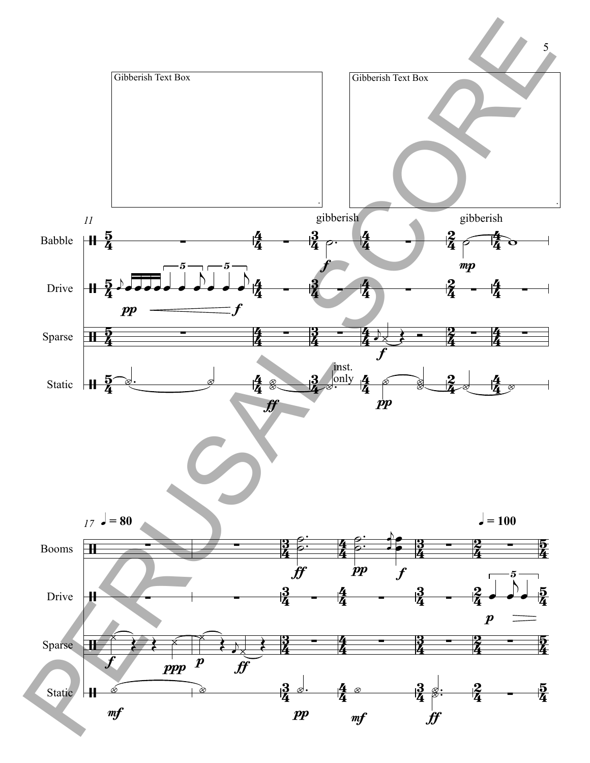Gibberish Text Box

.

Gibberish Text Box

.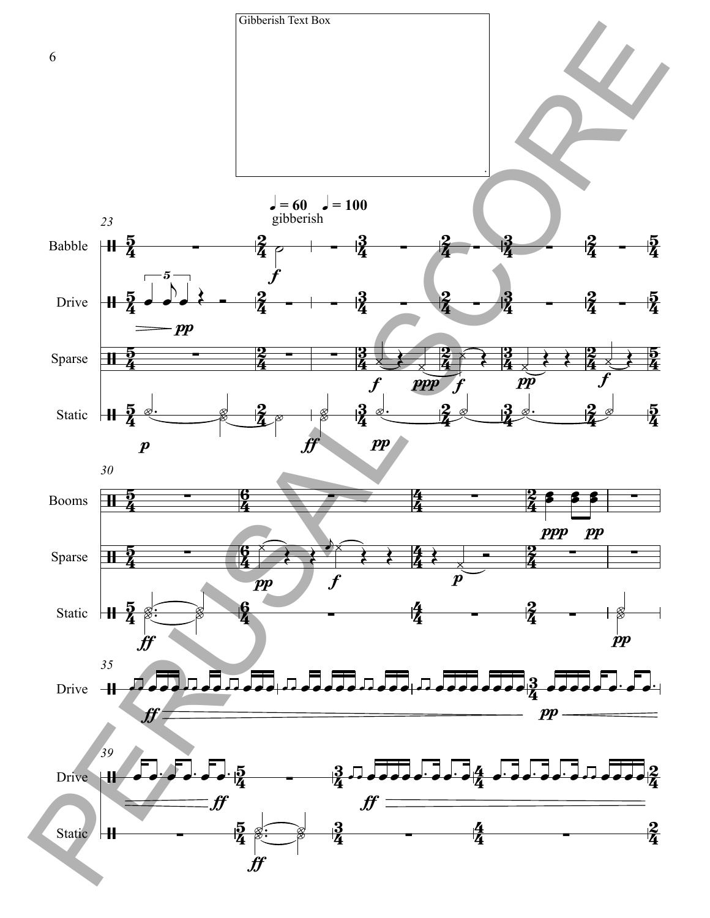Gibberish Text Box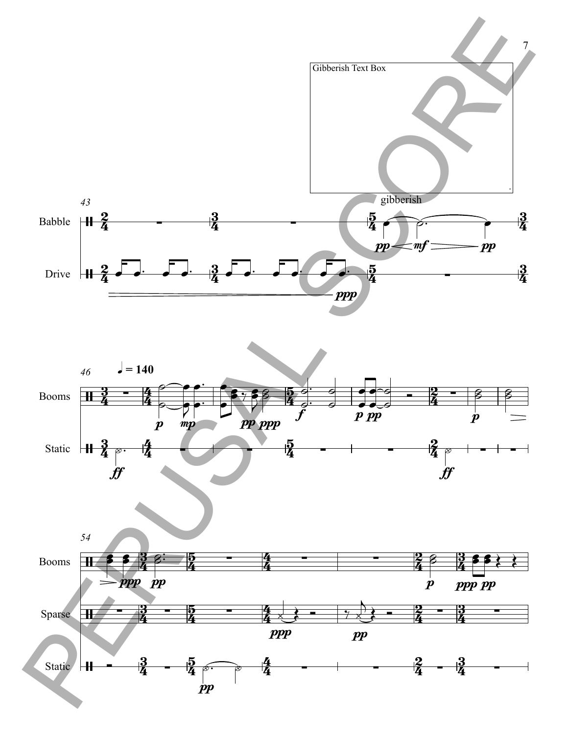Gibberish Text Box

.

gibberish

43

Babble

Drive

46

♩ = 140

Booms

Static

54

Booms

Sparse

Static